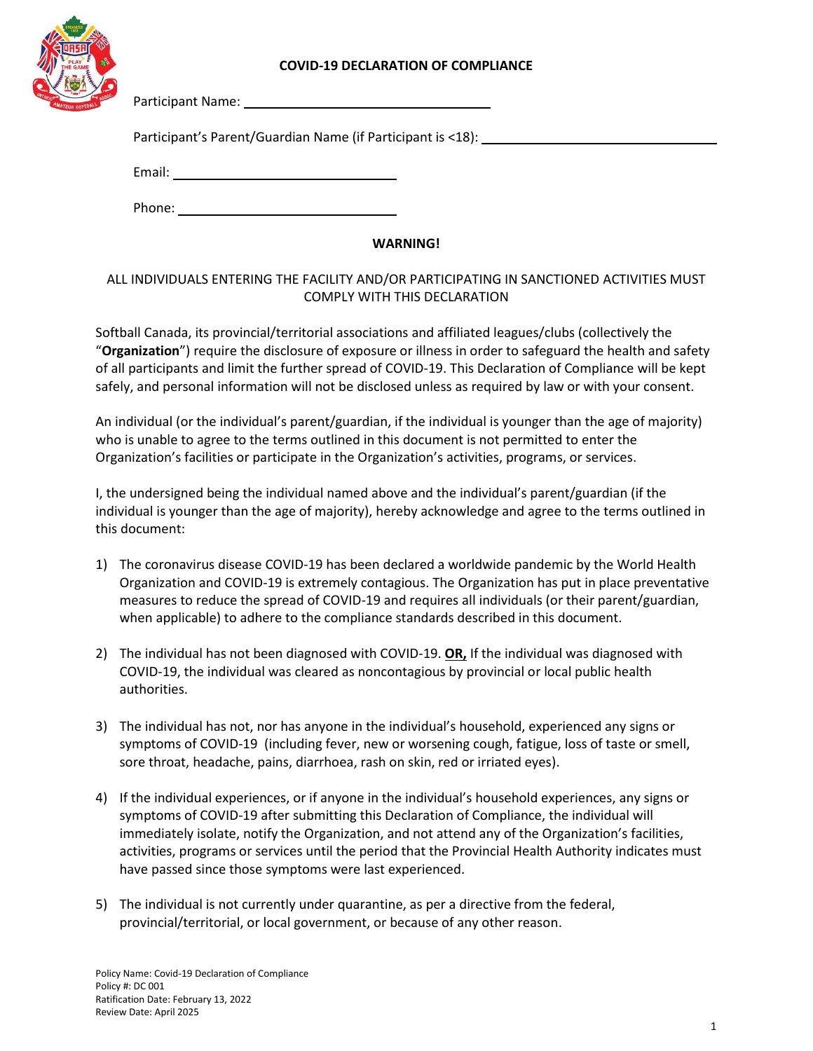# COVID-19 DECLARATION OF COMPLIANCE

Participant Name: \_\_\_\_\_\_\_\_\_\_\_\_\_\_\_\_\_\_\_\_\_\_\_\_\_\_\_\_\_\_\_\_\_\_

Participant's Parent/Guardian Name (if Participant is <18): \_\_\_\_\_\_\_\_\_\_\_\_\_\_\_\_\_\_\_\_\_\_\_\_\_\_\_\_\_\_\_\_\_\_

Email: \_\_\_\_\_\_\_\_\_\_\_\_\_\_\_\_\_\_\_\_\_\_\_\_\_\_\_\_\_\_\_\_\_\_

Phone: \_\_\_\_\_\_\_\_\_\_\_\_\_\_\_\_\_\_\_\_\_\_\_\_\_\_\_\_\_\_\_\_\_\_

## WARNING!

ALL INDIVIDUALS ENTERING THE FACILITY AND/OR PARTICIPATING IN SANCTIONED ACTIVITIES MUST COMPLY WITH THIS DECLARATION

Softball Canada, its provincial/territorial associations and affiliated leagues/clubs (collectively the "**Organization**") require the disclosure of exposure or illness in order to safeguard the health and safety of all participants and limit the further spread of COVID-19. This Declaration of Compliance will be kept safely, and personal information will not be disclosed unless as required by law or with your consent.

An individual (or the individual's parent/guardian, if the individual is younger than the age of majority) who is unable to agree to the terms outlined in this document is not permitted to enter the Organization's facilities or participate in the Organization's activities, programs, or services.

I, the undersigned being the individual named above and the individual's parent/guardian (if the individual is younger than the age of majority), hereby acknowledge and agree to the terms outlined in this document:

1) The coronavirus disease COVID-19 has been declared a worldwide pandemic by the World Health Organization and COVID-19 is extremely contagious. The Organization has put in place preventative measures to reduce the spread of COVID-19 and requires all individuals (or their parent/guardian, when applicable) to adhere to the compliance standards described in this document.

2) The individual has not been diagnosed with COVID-19. **OR,** If the individual was diagnosed with COVID-19, the individual was cleared as noncontagious by provincial or local public health authorities.

3) The individual has not, nor has anyone in the individual's household, experienced any signs or symptoms of COVID-19 (including fever, new or worsening cough, fatigue, loss of taste or smell, sore throat, headache, pains, diarrhoea, rash on skin, red or irriated eyes).

4) If the individual experiences, or if anyone in the individual's household experiences, any signs or symptoms of COVID-19 after submitting this Declaration of Compliance, the individual will immediately isolate, notify the Organization, and not attend any of the Organization's facilities, activities, programs or services until the period that the Provincial Health Authority indicates must have passed since those symptoms were last experienced.

5) The individual is not currently under quarantine, as per a directive from the federal, provincial/territorial, or local government, or because of any other reason.

Policy Name: Covid-19 Declaration of Compliance
Policy #: DC 001
Ratification Date: February 13, 2022
Review Date: April 2025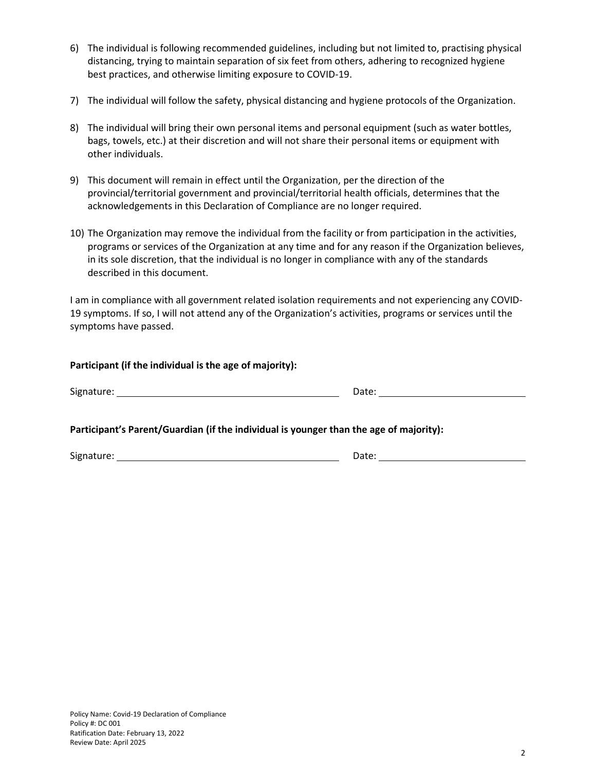6) The individual is following recommended guidelines, including but not limited to, practising physical distancing, trying to maintain separation of six feet from others, adhering to recognized hygiene best practices, and otherwise limiting exposure to COVID-19.

7) The individual will follow the safety, physical distancing and hygiene protocols of the Organization.

8) The individual will bring their own personal items and personal equipment (such as water bottles, bags, towels, etc.) at their discretion and will not share their personal items or equipment with other individuals.

9) This document will remain in effect until the Organization, per the direction of the provincial/territorial government and provincial/territorial health officials, determines that the acknowledgements in this Declaration of Compliance are no longer required.

10) The Organization may remove the individual from the facility or from participation in the activities, programs or services of the Organization at any time and for any reason if the Organization believes, in its sole discretion, that the individual is no longer in compliance with any of the standards described in this document.

I am in compliance with all government related isolation requirements and not experiencing any COVID-19 symptoms. If so, I will not attend any of the Organization's activities, programs or services until the symptoms have passed.

**Participant (if the individual is the age of majority):**

Signature: ______________________________ Date: ____________________

**Participant's Parent/Guardian (if the individual is younger than the age of majority):**

Signature: ______________________________ Date: ____________________

Policy Name: Covid-19 Declaration of Compliance
Policy #: DC 001
Ratification Date: February 13, 2022
Review Date: April 2025